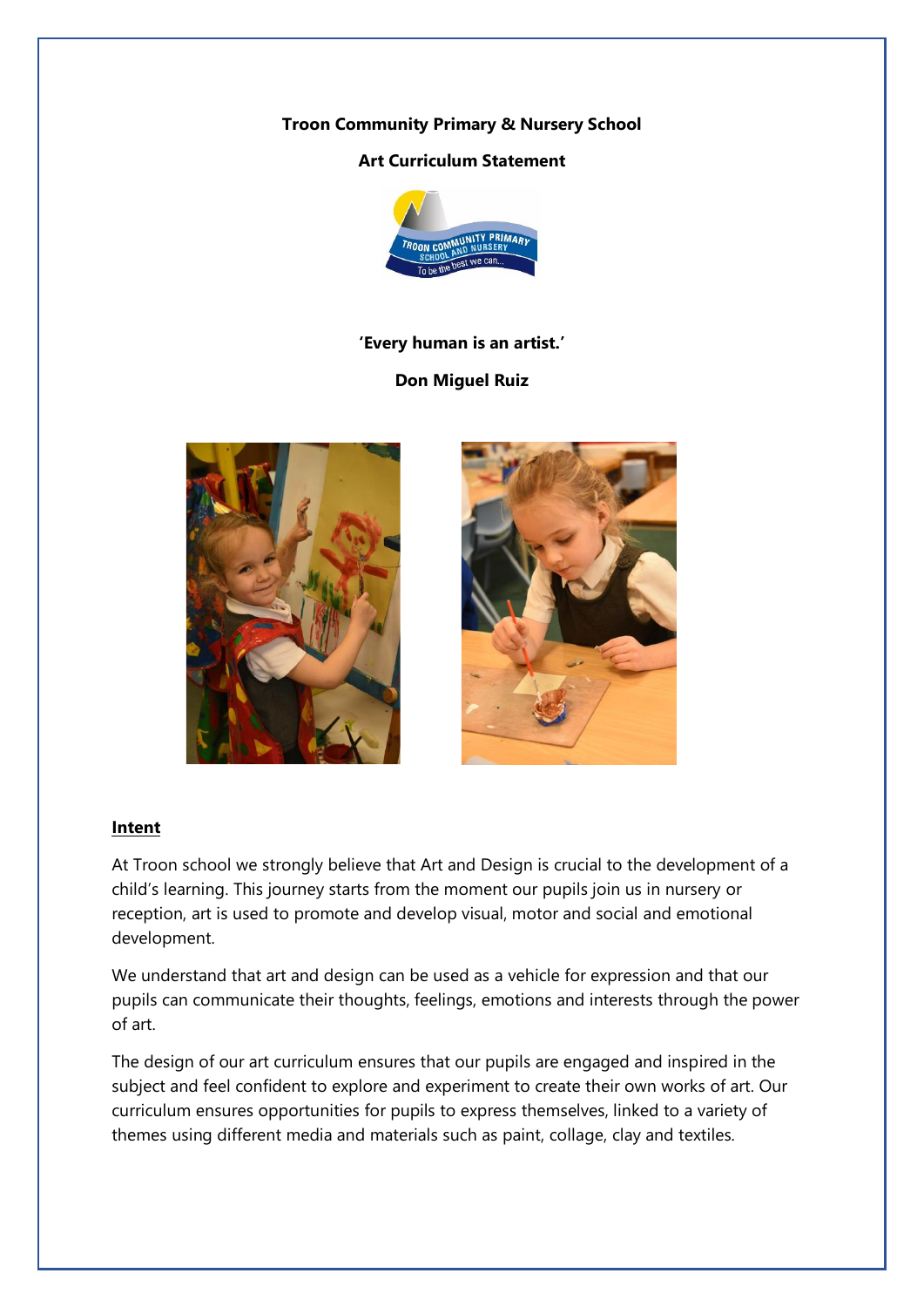**Troon Community Primary & Nursery School**

**Art Curriculum Statement**

**'Every human is an artist.'**

**Don Miguel Ruiz**

## Intent

At Troon school we strongly believe that Art and Design is crucial to the development of a child's learning. This journey starts from the moment our pupils join us in nursery or reception, art is used to promote and develop visual, motor and social and emotional development.

We understand that art and design can be used as a vehicle for expression and that our pupils can communicate their thoughts, feelings, emotions and interests through the power of art.

The design of our art curriculum ensures that our pupils are engaged and inspired in the subject and feel confident to explore and experiment to create their own works of art. Our curriculum ensures opportunities for pupils to express themselves, linked to a variety of themes using different media and materials such as paint, collage, clay and textiles.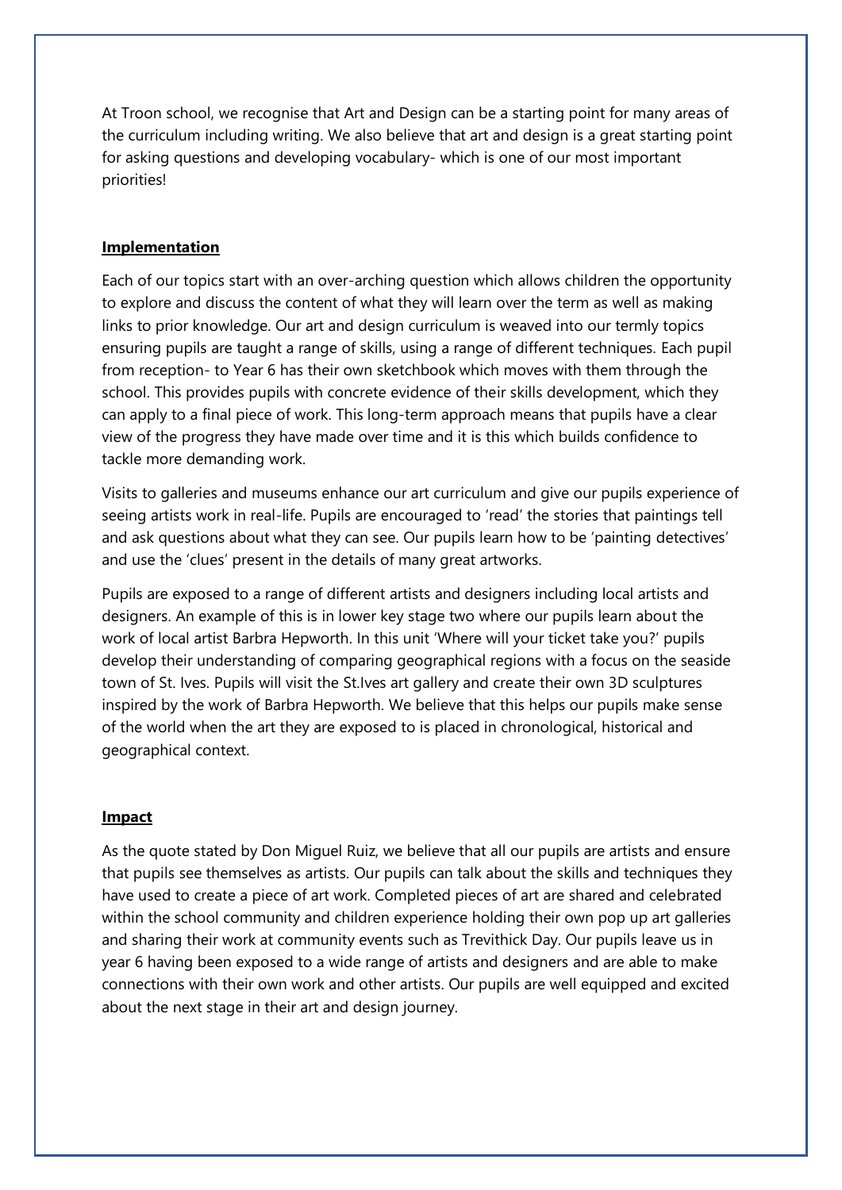At Troon school, we recognise that Art and Design can be a starting point for many areas of the curriculum including writing. We also believe that art and design is a great starting point for asking questions and developing vocabulary- which is one of our most important priorities!

**Implementation**

Each of our topics start with an over-arching question which allows children the opportunity to explore and discuss the content of what they will learn over the term as well as making links to prior knowledge. Our art and design curriculum is weaved into our termly topics ensuring pupils are taught a range of skills, using a range of different techniques. Each pupil from reception- to Year 6 has their own sketchbook which moves with them through the school. This provides pupils with concrete evidence of their skills development, which they can apply to a final piece of work. This long-term approach means that pupils have a clear view of the progress they have made over time and it is this which builds confidence to tackle more demanding work.

Visits to galleries and museums enhance our art curriculum and give our pupils experience of seeing artists work in real-life. Pupils are encouraged to 'read' the stories that paintings tell and ask questions about what they can see. Our pupils learn how to be 'painting detectives' and use the 'clues' present in the details of many great artworks.

Pupils are exposed to a range of different artists and designers including local artists and designers. An example of this is in lower key stage two where our pupils learn about the work of local artist Barbra Hepworth. In this unit 'Where will your ticket take you?' pupils develop their understanding of comparing geographical regions with a focus on the seaside town of St. Ives. Pupils will visit the St.Ives art gallery and create their own 3D sculptures inspired by the work of Barbra Hepworth. We believe that this helps our pupils make sense of the world when the art they are exposed to is placed in chronological, historical and geographical context.

**Impact**

As the quote stated by Don Miguel Ruiz, we believe that all our pupils are artists and ensure that pupils see themselves as artists. Our pupils can talk about the skills and techniques they have used to create a piece of art work. Completed pieces of art are shared and celebrated within the school community and children experience holding their own pop up art galleries and sharing their work at community events such as Trevithick Day. Our pupils leave us in year 6 having been exposed to a wide range of artists and designers and are able to make connections with their own work and other artists. Our pupils are well equipped and excited about the next stage in their art and design journey.